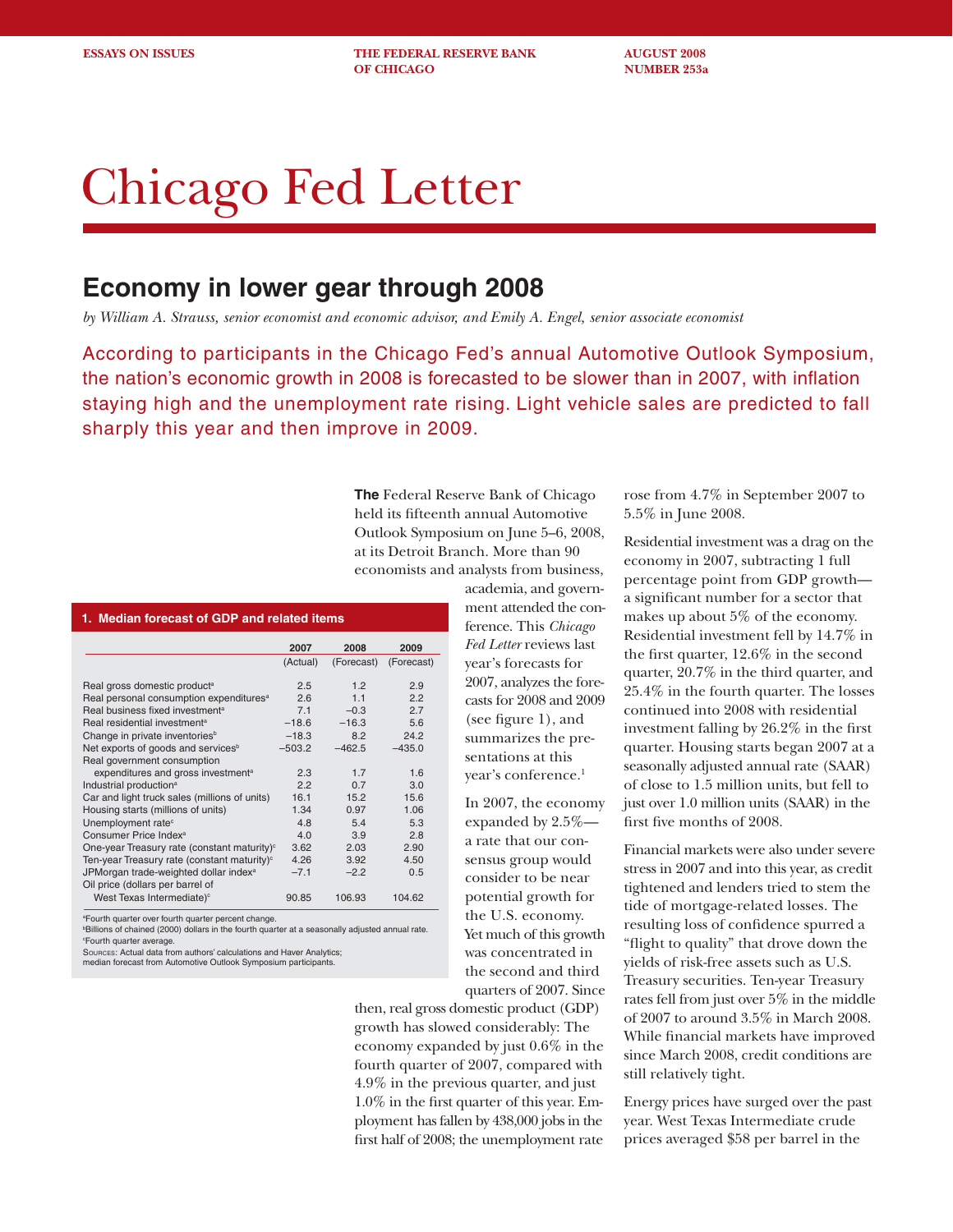ESSAYS ON ISSUES | THE FEDERAL RESERVE BANK OF CHICAGO | AUGUST 2008 NUMBER 253a

# Chicago Fed Letter

## Economy in lower gear through 2008

*by William A. Strauss, senior economist and economic advisor, and Emily A. Engel, senior associate economist*

According to participants in the Chicago Fed's annual Automotive Outlook Symposium, the nation's economic growth in 2008 is forecasted to be slower than in 2007, with inflation staying high and the unemployment rate rising. Light vehicle sales are predicted to fall sharply this year and then improve in 2009.

**The** Federal Reserve Bank of Chicago held its fifteenth annual Automotive Outlook Symposium on June 5–6, 2008, at its Detroit Branch. More than 90 economists and analysts from business, academia, and government attended the conference. This *Chicago Fed Letter* reviews last year's forecasts for 2007, analyzes the forecasts for 2008 and 2009 (see figure 1), and summarizes the presentations at this year's conference.[1]

**1. Median forecast of GDP and related items**

| | 2007 (Actual) | 2008 (Forecast) | 2009 (Forecast) |
|---|---|---|---|
| Real gross domestic product[a] | 2.5 | 1.2 | 2.9 |
| Real personal consumption expenditures[a] | 2.6 | 1.1 | 2.2 |
| Real business fixed investment[a] | 7.1 | −0.3 | 2.7 |
| Real residential investment[a] | −18.6 | −16.3 | 5.6 |
| Change in private inventories[b] | −18.3 | 8.2 | 24.2 |
| Net exports of goods and services[b] | −503.2 | −462.5 | −435.0 |
| Real government consumption expenditures and gross investment[a] | 2.3 | 1.7 | 1.6 |
| Industrial production[a] | 2.2 | 0.7 | 3.0 |
| Car and light truck sales (millions of units) | 16.1 | 15.2 | 15.6 |
| Housing starts (millions of units) | 1.34 | 0.97 | 1.06 |
| Unemployment rate[c] | 4.8 | 5.4 | 5.3 |
| Consumer Price Index[a] | 4.0 | 3.9 | 2.8 |
| One-year Treasury rate (constant maturity)[c] | 3.62 | 2.03 | 2.90 |
| Ten-year Treasury rate (constant maturity)[c] | 4.26 | 3.92 | 4.50 |
| JPMorgan trade-weighted dollar index[a] | −7.1 | −2.2 | 0.5 |
| Oil price (dollars per barrel of West Texas Intermediate)[c] | 90.85 | 106.93 | 104.62 |

[a]Fourth quarter over fourth quarter percent change.
[b]Billions of chained (2000) dollars in the fourth quarter at a seasonally adjusted annual rate.
[c]Fourth quarter average.
Sources: Actual data from authors' calculations and Haver Analytics; median forecast from Automotive Outlook Symposium participants.

In 2007, the economy expanded by 2.5%—a rate that our consensus group would consider to be near potential growth for the U.S. economy. Yet much of this growth was concentrated in the second and third quarters of 2007. Since then, real gross domestic product (GDP) growth has slowed considerably: The economy expanded by just 0.6% in the fourth quarter of 2007, compared with 4.9% in the previous quarter, and just 1.0% in the first quarter of this year. Employment has fallen by 438,000 jobs in the first half of 2008; the unemployment rate rose from 4.7% in September 2007 to 5.5% in June 2008.

Residential investment was a drag on the economy in 2007, subtracting 1 full percentage point from GDP growth—a significant number for a sector that makes up about 5% of the economy. Residential investment fell by 14.7% in the first quarter, 12.6% in the second quarter, 20.7% in the third quarter, and 25.4% in the fourth quarter. The losses continued into 2008 with residential investment falling by 26.2% in the first quarter. Housing starts began 2007 at a seasonally adjusted annual rate (SAAR) of close to 1.5 million units, but fell to just over 1.0 million units (SAAR) in the first five months of 2008.

Financial markets were also under severe stress in 2007 and into this year, as credit tightened and lenders tried to stem the tide of mortgage-related losses. The resulting loss of confidence spurred a "flight to quality" that drove down the yields of risk-free assets such as U.S. Treasury securities. Ten-year Treasury rates fell from just over 5% in the middle of 2007 to around 3.5% in March 2008. While financial markets have improved since March 2008, credit conditions are still relatively tight.

Energy prices have surged over the past year. West Texas Intermediate crude prices averaged $58 per barrel in the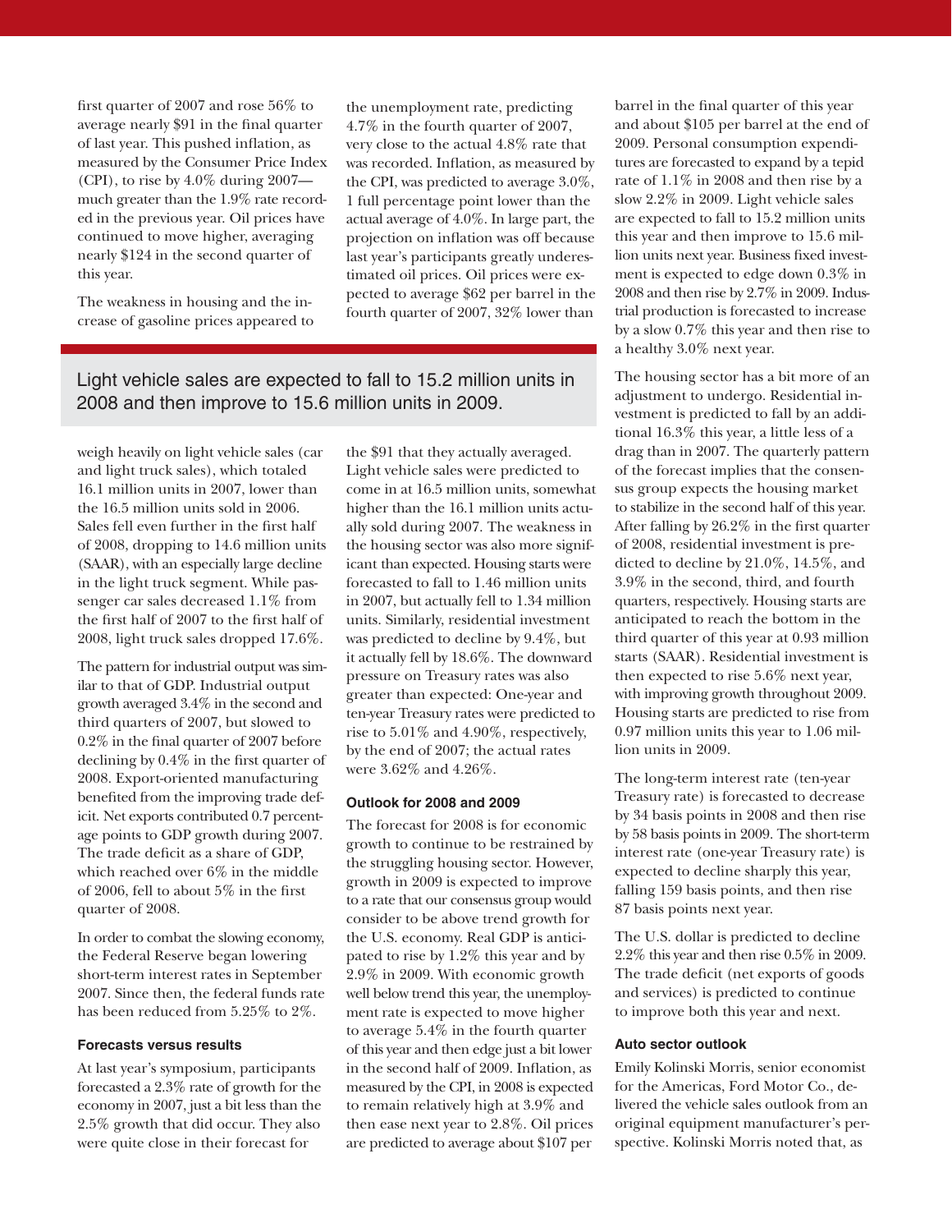first quarter of 2007 and rose 56% to average nearly $91 in the final quarter of last year. This pushed inflation, as measured by the Consumer Price Index (CPI), to rise by 4.0% during 2007—much greater than the 1.9% rate recorded in the previous year. Oil prices have continued to move higher, averaging nearly $124 in the second quarter of this year.

The weakness in housing and the increase of gasoline prices appeared to weigh heavily on light vehicle sales (car and light truck sales), which totaled 16.1 million units in 2007, lower than the 16.5 million units sold in 2006. Sales fell even further in the first half of 2008, dropping to 14.6 million units (SAAR), with an especially large decline in the light truck segment. While passenger car sales decreased 1.1% from the first half of 2007 to the first half of 2008, light truck sales dropped 17.6%.

The pattern for industrial output was similar to that of GDP. Industrial output growth averaged 3.4% in the second and third quarters of 2007, but slowed to 0.2% in the final quarter of 2007 before declining by 0.4% in the first quarter of 2008. Export-oriented manufacturing benefited from the improving trade deficit. Net exports contributed 0.7 percentage points to GDP growth during 2007. The trade deficit as a share of GDP, which reached over 6% in the middle of 2006, fell to about 5% in the first quarter of 2008.

In order to combat the slowing economy, the Federal Reserve began lowering short-term interest rates in September 2007. Since then, the federal funds rate has been reduced from 5.25% to 2%.

#### Forecasts versus results

At last year's symposium, participants forecasted a 2.3% rate of growth for the economy in 2007, just a bit less than the 2.5% growth that did occur. They also were quite close in their forecast for the unemployment rate, predicting 4.7% in the fourth quarter of 2007, very close to the actual 4.8% rate that was recorded. Inflation, as measured by the CPI, was predicted to average 3.0%, 1 full percentage point lower than the actual average of 4.0%. In large part, the projection on inflation was off because last year's participants greatly underestimated oil prices. Oil prices were expected to average $62 per barrel in the fourth quarter of 2007, 32% lower than the $91 that they actually averaged. Light vehicle sales were predicted to come in at 16.5 million units, somewhat higher than the 16.1 million units actually sold during 2007. The weakness in the housing sector was also more significant than expected. Housing starts were forecasted to fall to 1.46 million units in 2007, but actually fell to 1.34 million units. Similarly, residential investment was predicted to decline by 9.4%, but it actually fell by 18.6%. The downward pressure on Treasury rates was also greater than expected: One-year and ten-year Treasury rates were predicted to rise to 5.01% and 4.90%, respectively, by the end of 2007; the actual rates were 3.62% and 4.26%.

#### Outlook for 2008 and 2009

The forecast for 2008 is for economic growth to continue to be restrained by the struggling housing sector. However, growth in 2009 is expected to improve to a rate that our consensus group would consider to be above trend growth for the U.S. economy. Real GDP is anticipated to rise by 1.2% this year and by 2.9% in 2009. With economic growth well below trend this year, the unemployment rate is expected to move higher to average 5.4% in the fourth quarter of this year and then edge just a bit lower in the second half of 2009. Inflation, as measured by the CPI, in 2008 is expected to remain relatively high at 3.9% and then ease next year to 2.8%. Oil prices are predicted to average about $107 per barrel in the final quarter of this year and about $105 per barrel at the end of 2009. Personal consumption expenditures are forecasted to expand by a tepid rate of 1.1% in 2008 and then rise by a slow 2.2% in 2009. Light vehicle sales are expected to fall to 15.2 million units this year and then improve to 15.6 million units next year. Business fixed investment is expected to edge down 0.3% in 2008 and then rise by 2.7% in 2009. Industrial production is forecasted to increase by a slow 0.7% this year and then rise to a healthy 3.0% next year.

> Light vehicle sales are expected to fall to 15.2 million units in 2008 and then improve to 15.6 million units in 2009.

The housing sector has a bit more of an adjustment to undergo. Residential investment is predicted to fall by an additional 16.3% this year, a little less of a drag than in 2007. The quarterly pattern of the forecast implies that the consensus group expects the housing market to stabilize in the second half of this year. After falling by 26.2% in the first quarter of 2008, residential investment is predicted to decline by 21.0%, 14.5%, and 3.9% in the second, third, and fourth quarters, respectively. Housing starts are anticipated to reach the bottom in the third quarter of this year at 0.93 million starts (SAAR). Residential investment is then expected to rise 5.6% next year, with improving growth throughout 2009. Housing starts are predicted to rise from 0.97 million units this year to 1.06 million units in 2009.

The long-term interest rate (ten-year Treasury rate) is forecasted to decrease by 34 basis points in 2008 and then rise by 58 basis points in 2009. The short-term interest rate (one-year Treasury rate) is expected to decline sharply this year, falling 159 basis points, and then rise 87 basis points next year.

The U.S. dollar is predicted to decline 2.2% this year and then rise 0.5% in 2009. The trade deficit (net exports of goods and services) is predicted to continue to improve both this year and next.

#### Auto sector outlook

Emily Kolinski Morris, senior economist for the Americas, Ford Motor Co., delivered the vehicle sales outlook from an original equipment manufacturer's perspective. Kolinski Morris noted that, as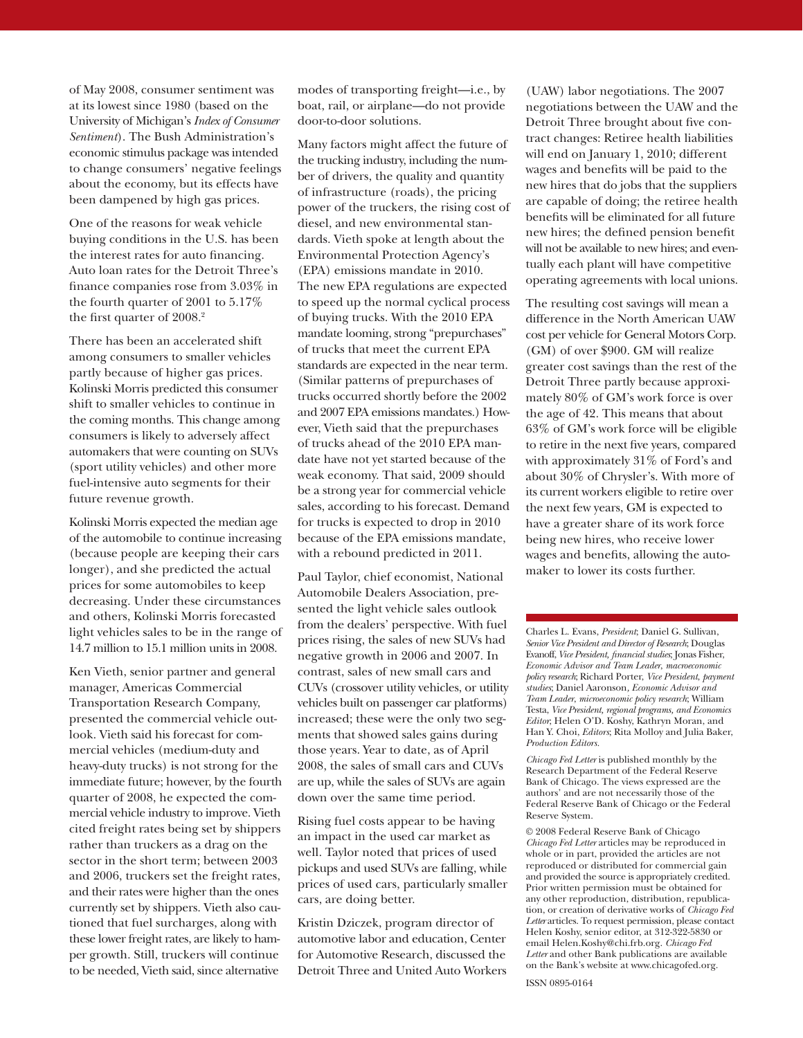of May 2008, consumer sentiment was at its lowest since 1980 (based on the University of Michigan's *Index of Consumer Sentiment*). The Bush Administration's economic stimulus package was intended to change consumers' negative feelings about the economy, but its effects have been dampened by high gas prices.

One of the reasons for weak vehicle buying conditions in the U.S. has been the interest rates for auto financing. Auto loan rates for the Detroit Three's finance companies rose from 3.03% in the fourth quarter of 2001 to 5.17% the first quarter of 2008.[2]

There has been an accelerated shift among consumers to smaller vehicles partly because of higher gas prices. Kolinski Morris predicted this consumer shift to smaller vehicles to continue in the coming months. This change among consumers is likely to adversely affect automakers that were counting on SUVs (sport utility vehicles) and other more fuel-intensive auto segments for their future revenue growth.

Kolinski Morris expected the median age of the automobile to continue increasing (because people are keeping their cars longer), and she predicted the actual prices for some automobiles to keep decreasing. Under these circumstances and others, Kolinski Morris forecasted light vehicles sales to be in the range of 14.7 million to 15.1 million units in 2008.

Ken Vieth, senior partner and general manager, Americas Commercial Transportation Research Company, presented the commercial vehicle outlook. Vieth said his forecast for commercial vehicles (medium-duty and heavy-duty trucks) is not strong for the immediate future; however, by the fourth quarter of 2008, he expected the commercial vehicle industry to improve. Vieth cited freight rates being set by shippers rather than truckers as a drag on the sector in the short term; between 2003 and 2006, truckers set the freight rates, and their rates were higher than the ones currently set by shippers. Vieth also cautioned that fuel surcharges, along with these lower freight rates, are likely to hamper growth. Still, truckers will continue to be needed, Vieth said, since alternative modes of transporting freight—i.e., by boat, rail, or airplane—do not provide door-to-door solutions.

Many factors might affect the future of the trucking industry, including the number of drivers, the quality and quantity of infrastructure (roads), the pricing power of the truckers, the rising cost of diesel, and new environmental standards. Vieth spoke at length about the Environmental Protection Agency's (EPA) emissions mandate in 2010. The new EPA regulations are expected to speed up the normal cyclical process of buying trucks. With the 2010 EPA mandate looming, strong "prepurchases" of trucks that meet the current EPA standards are expected in the near term. (Similar patterns of prepurchases of trucks occurred shortly before the 2002 and 2007 EPA emissions mandates.) However, Vieth said that the prepurchases of trucks ahead of the 2010 EPA mandate have not yet started because of the weak economy. That said, 2009 should be a strong year for commercial vehicle sales, according to his forecast. Demand for trucks is expected to drop in 2010 because of the EPA emissions mandate, with a rebound predicted in 2011.

Paul Taylor, chief economist, National Automobile Dealers Association, presented the light vehicle sales outlook from the dealers' perspective. With fuel prices rising, the sales of new SUVs had negative growth in 2006 and 2007. In contrast, sales of new small cars and CUVs (crossover utility vehicles, or utility vehicles built on passenger car platforms) increased; these were the only two segments that showed sales gains during those years. Year to date, as of April 2008, the sales of small cars and CUVs are up, while the sales of SUVs are again down over the same time period.

Rising fuel costs appear to be having an impact in the used car market as well. Taylor noted that prices of used pickups and used SUVs are falling, while prices of used cars, particularly smaller cars, are doing better.

Kristin Dziczek, program director of automotive labor and education, Center for Automotive Research, discussed the Detroit Three and United Auto Workers (UAW) labor negotiations. The 2007 negotiations between the UAW and the Detroit Three brought about five contract changes: Retiree health liabilities will end on January 1, 2010; different wages and benefits will be paid to the new hires that do jobs that the suppliers are capable of doing; the retiree health benefits will be eliminated for all future new hires; the defined pension benefit will not be available to new hires; and eventually each plant will have competitive operating agreements with local unions.

The resulting cost savings will mean a difference in the North American UAW cost per vehicle for General Motors Corp. (GM) of over $900. GM will realize greater cost savings than the rest of the Detroit Three partly because approximately 80% of GM's work force is over the age of 42. This means that about 63% of GM's work force will be eligible to retire in the next five years, compared with approximately 31% of Ford's and about 30% of Chrysler's. With more of its current workers eligible to retire over the next few years, GM is expected to have a greater share of its work force being new hires, who receive lower wages and benefits, allowing the automaker to lower its costs further.

---

Charles L. Evans, *President*; Daniel G. Sullivan, *Senior Vice President and Director of Research*; Douglas Evanoff, *Vice President, financial studies*; Jonas Fisher, *Economic Advisor and Team Leader, macroeconomic policy research*; Richard Porter, *Vice President, payment studies*; Daniel Aaronson, *Economic Advisor and Team Leader, microeconomic policy research*; William Testa, *Vice President, regional programs, and Economics Editor*; Helen O'D. Koshy, Kathryn Moran, and Han Y. Choi, *Editors*; Rita Molloy and Julia Baker, *Production Editors.*

*Chicago Fed Letter* is published monthly by the Research Department of the Federal Reserve Bank of Chicago. The views expressed are the authors' and are not necessarily those of the Federal Reserve Bank of Chicago or the Federal Reserve System.

© 2008 Federal Reserve Bank of Chicago
*Chicago Fed Letter* articles may be reproduced in whole or in part, provided the articles are not reproduced or distributed for commercial gain and provided the source is appropriately credited. Prior written permission must be obtained for any other reproduction, distribution, republication, or creation of derivative works of *Chicago Fed Letter* articles. To request permission, please contact Helen Koshy, senior editor, at 312-322-5830 or email Helen.Koshy@chi.frb.org. *Chicago Fed Letter* and other Bank publications are available on the Bank's website at www.chicagofed.org.

ISSN 0895-0164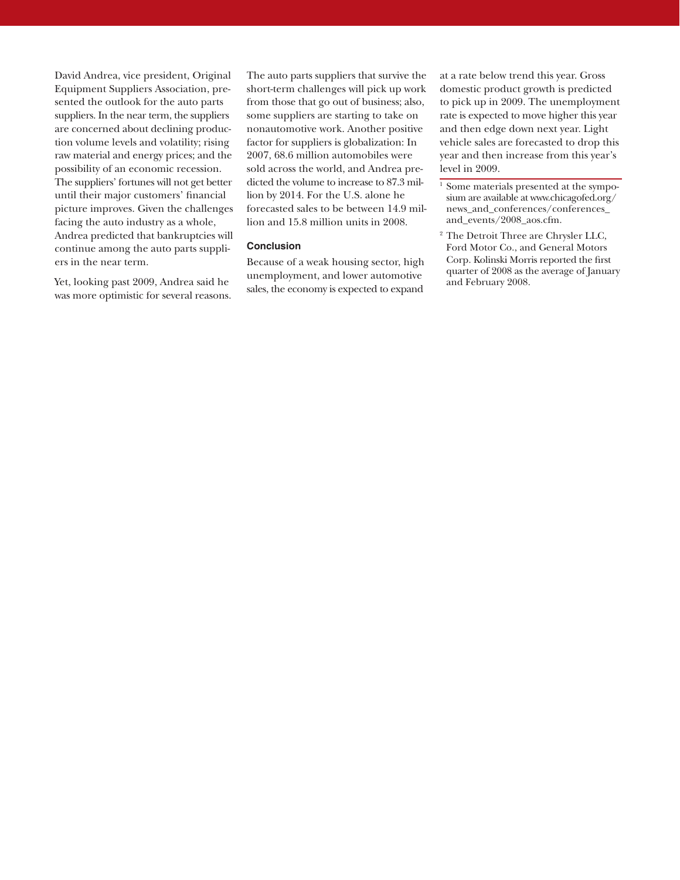David Andrea, vice president, Original Equipment Suppliers Association, presented the outlook for the auto parts suppliers. In the near term, the suppliers are concerned about declining production volume levels and volatility; rising raw material and energy prices; and the possibility of an economic recession. The suppliers' fortunes will not get better until their major customers' financial picture improves. Given the challenges facing the auto industry as a whole, Andrea predicted that bankruptcies will continue among the auto parts suppliers in the near term.

Yet, looking past 2009, Andrea said he was more optimistic for several reasons. The auto parts suppliers that survive the short-term challenges will pick up work from those that go out of business; also, some suppliers are starting to take on nonautomotive work. Another positive factor for suppliers is globalization: In 2007, 68.6 million automobiles were sold across the world, and Andrea predicted the volume to increase to 87.3 million by 2014. For the U.S. alone he forecasted sales to be between 14.9 million and 15.8 million units in 2008.

## Conclusion

Because of a weak housing sector, high unemployment, and lower automotive sales, the economy is expected to expand at a rate below trend this year. Gross domestic product growth is predicted to pick up in 2009. The unemployment rate is expected to move higher this year and then edge down next year. Light vehicle sales are forecasted to drop this year and then increase from this year's level in 2009.

---

[1] Some materials presented at the symposium are available at www.chicagofed.org/news_and_conferences/conferences_and_events/2008_aos.cfm.

[2] The Detroit Three are Chrysler LLC, Ford Motor Co., and General Motors Corp. Kolinski Morris reported the first quarter of 2008 as the average of January and February 2008.